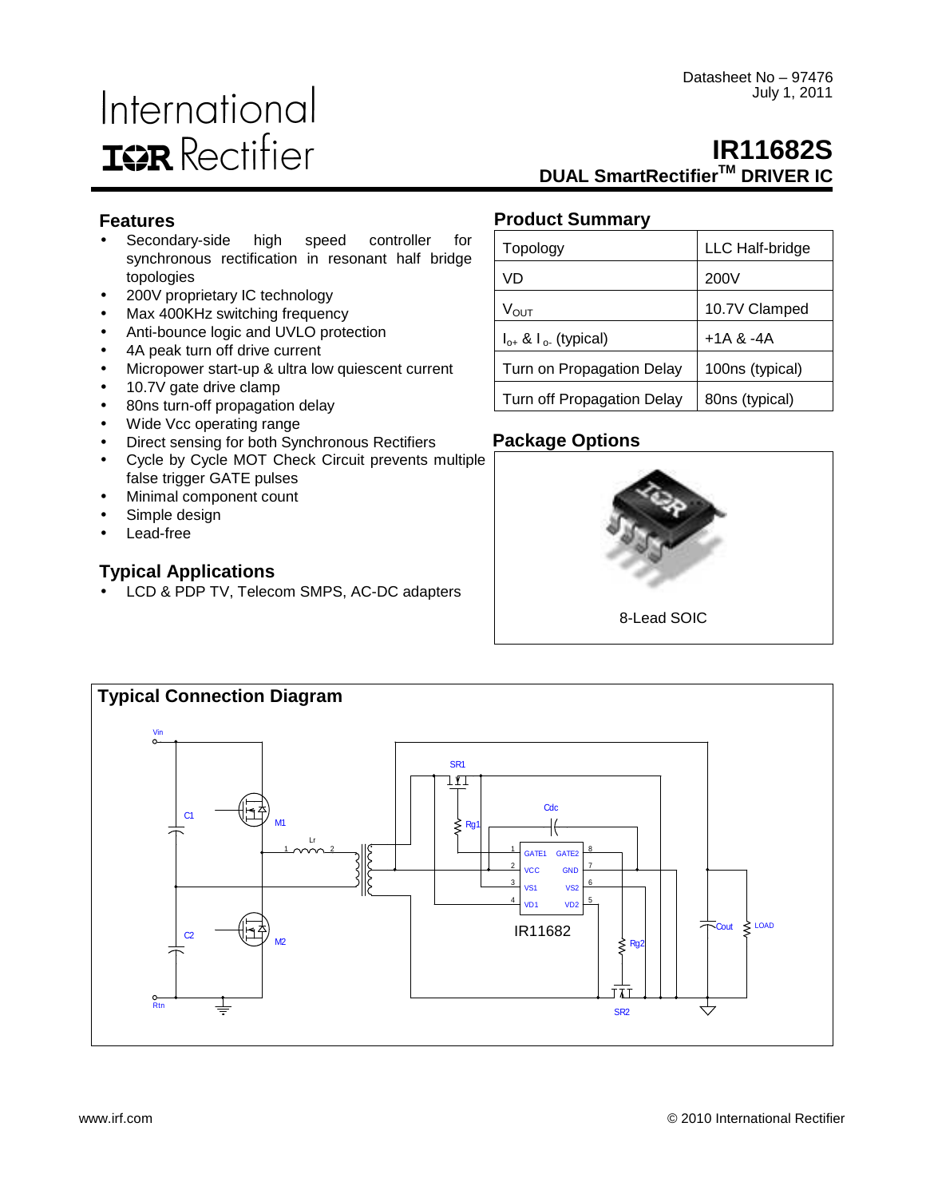Datasheet No – 97476
July 1, 2011

International IOR Rectifier

# IR11682S

## DUAL SmartRectifier™ DRIVER IC

### Features

- Secondary-side high speed controller for synchronous rectification in resonant half bridge topologies
- 200V proprietary IC technology
- Max 400KHz switching frequency
- Anti-bounce logic and UVLO protection
- 4A peak turn off drive current
- Micropower start-up & ultra low quiescent current
- 10.7V gate drive clamp
- 80ns turn-off propagation delay
- Wide Vcc operating range
- Direct sensing for both Synchronous Rectifiers
- Cycle by Cycle MOT Check Circuit prevents multiple false trigger GATE pulses
- Minimal component count
- Simple design
- Lead-free

### Product Summary

| | |
|---|---|
| Topology | LLC Half-bridge |
| VD | 200V |
| $V_{OUT}$ | 10.7V Clamped |
| $I_{o+}$ & $I_{o-}$ (typical) | +1A & -4A |
| Turn on Propagation Delay | 100ns (typical) |
| Turn off Propagation Delay | 80ns (typical) |

### Package Options

8-Lead SOIC

### Typical Applications

- LCD & PDP TV, Telecom SMPS, AC-DC adapters

### Typical Connection Diagram

Vin, C1, M1, Lr, C2, M2, Rtn, SR1, Rg1, Cdc, GATE1, VCC, VS1, VD1, GATE2, GND, VS2, VD2, IR11682, Rg2, SR2, Cout, LOAD

www.irf.com © 2010 International Rectifier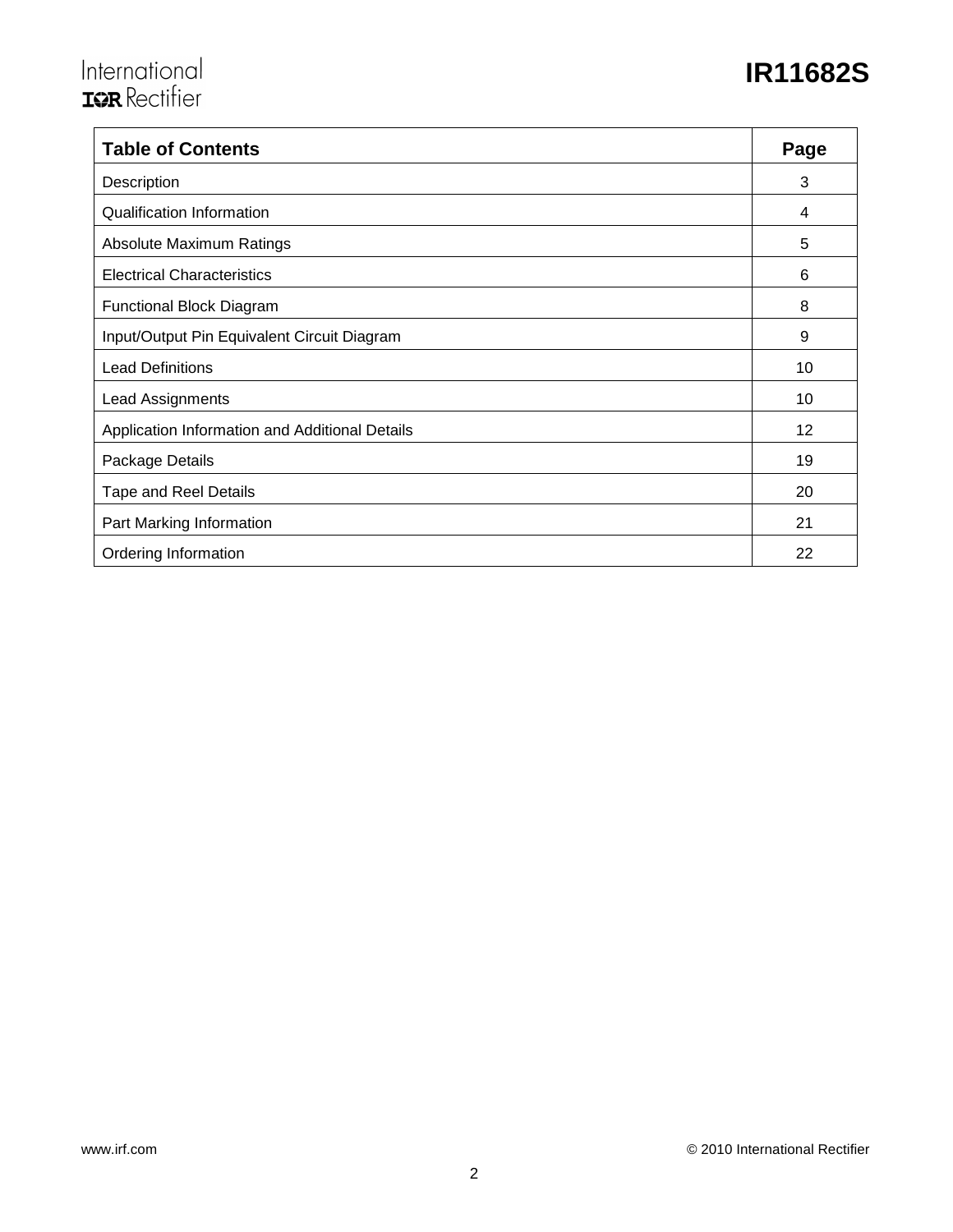| Table of Contents | Page |
|---|---|
| Description | 3 |
| Qualification Information | 4 |
| Absolute Maximum Ratings | 5 |
| Electrical Characteristics | 6 |
| Functional Block Diagram | 8 |
| Input/Output Pin Equivalent Circuit Diagram | 9 |
| Lead Definitions | 10 |
| Lead Assignments | 10 |
| Application Information and Additional Details | 12 |
| Package Details | 19 |
| Tape and Reel Details | 20 |
| Part Marking Information | 21 |
| Ordering Information | 22 |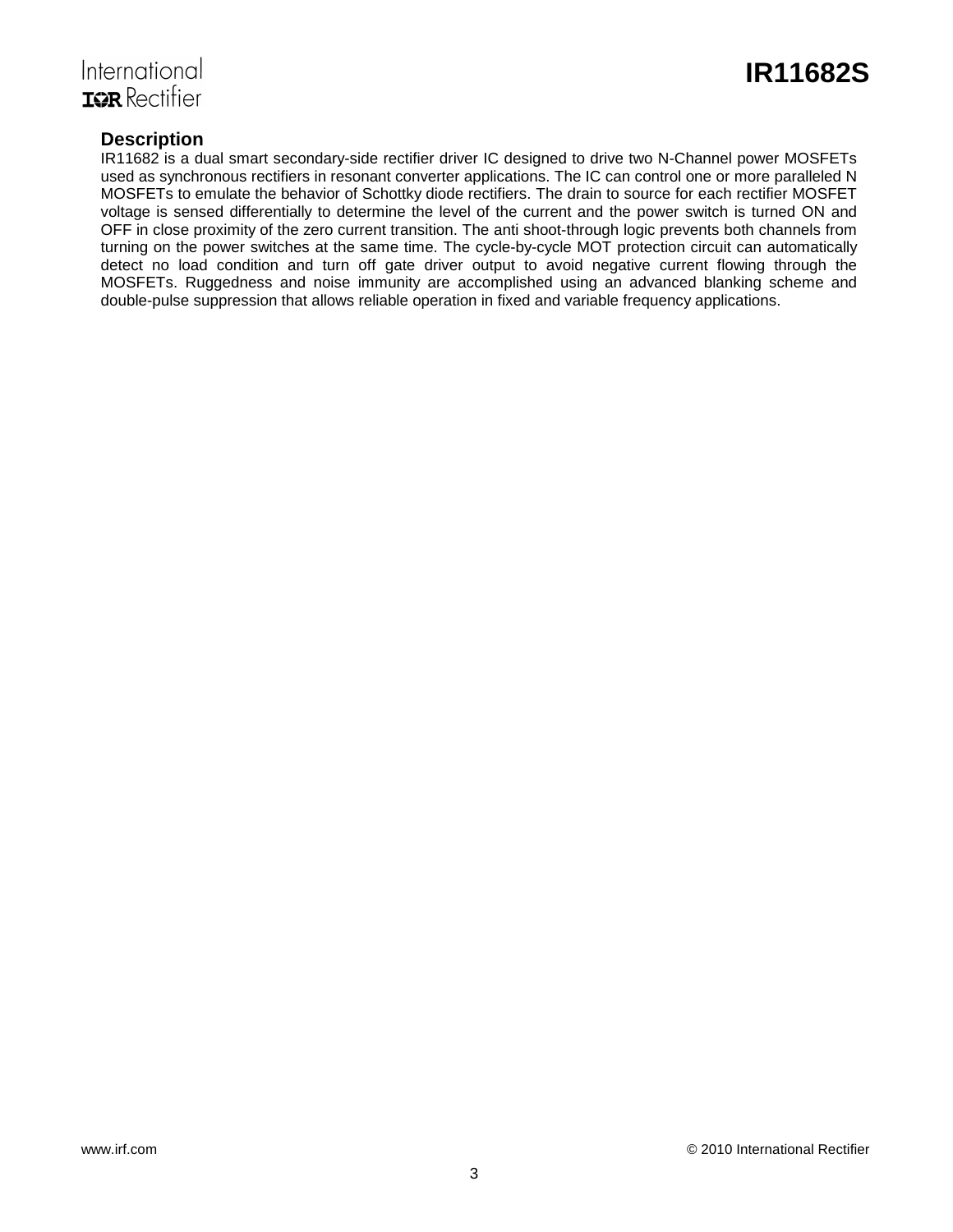## Description

IR11682 is a dual smart secondary-side rectifier driver IC designed to drive two N-Channel power MOSFETs used as synchronous rectifiers in resonant converter applications. The IC can control one or more paralleled N MOSFETs to emulate the behavior of Schottky diode rectifiers. The drain to source for each rectifier MOSFET voltage is sensed differentially to determine the level of the current and the power switch is turned ON and OFF in close proximity of the zero current transition. The anti shoot-through logic prevents both channels from turning on the power switches at the same time. The cycle-by-cycle MOT protection circuit can automatically detect no load condition and turn off gate driver output to avoid negative current flowing through the MOSFETs. Ruggedness and noise immunity are accomplished using an advanced blanking scheme and double-pulse suppression that allows reliable operation in fixed and variable frequency applications.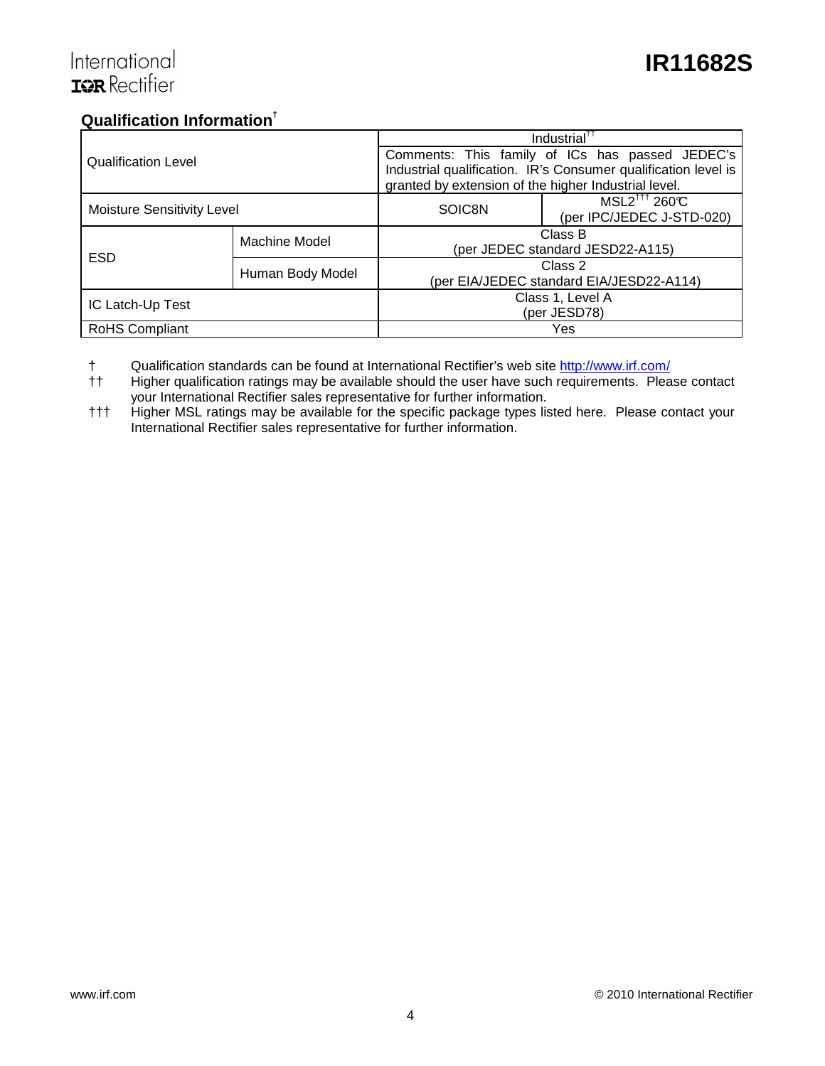## Qualification Information[†]

| Qualification Level | | Industrial[††] | |
|---|---|---|---|
| | | Comments: This family of ICs has passed JEDEC's Industrial qualification. IR's Consumer qualification level is granted by extension of the higher Industrial level. | |
| Moisture Sensitivity Level | | SOIC8N | MSL2[†††] 260°C (per IPC/JEDEC J-STD-020) |
| ESD | Machine Model | Class B (per JEDEC standard JESD22-A115) | |
| | Human Body Model | Class 2 (per EIA/JEDEC standard EIA/JESD22-A114) | |
| IC Latch-Up Test | | Class 1, Level A (per JESD78) | |
| RoHS Compliant | | Yes | |

† Qualification standards can be found at International Rectifier's web site http://www.irf.com/

†† Higher qualification ratings may be available should the user have such requirements. Please contact your International Rectifier sales representative for further information.

††† Higher MSL ratings may be available for the specific package types listed here. Please contact your International Rectifier sales representative for further information.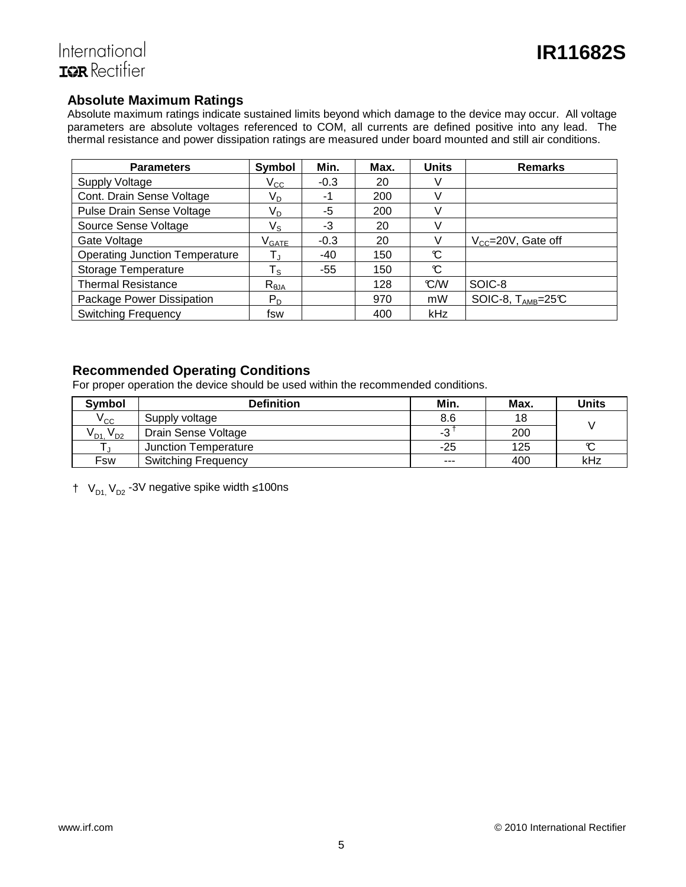## Absolute Maximum Ratings

Absolute maximum ratings indicate sustained limits beyond which damage to the device may occur. All voltage parameters are absolute voltages referenced to COM, all currents are defined positive into any lead. The thermal resistance and power dissipation ratings are measured under board mounted and still air conditions.

| Parameters | Symbol | Min. | Max. | Units | Remarks |
|---|---|---|---|---|---|
| Supply Voltage | $V_{CC}$ | -0.3 | 20 | V | |
| Cont. Drain Sense Voltage | $V_D$ | -1 | 200 | V | |
| Pulse Drain Sense Voltage | $V_D$ | -5 | 200 | V | |
| Source Sense Voltage | $V_S$ | -3 | 20 | V | |
| Gate Voltage | $V_{GATE}$ | -0.3 | 20 | V | $V_{CC}$=20V, Gate off |
| Operating Junction Temperature | $T_J$ | -40 | 150 | °C | |
| Storage Temperature | $T_S$ | -55 | 150 | °C | |
| Thermal Resistance | $R_{\theta JA}$ | | 128 | °C/W | SOIC-8 |
| Package Power Dissipation | $P_D$ | | 970 | mW | SOIC-8, $T_{AMB}$=25°C |
| Switching Frequency | fsw | | 400 | kHz | |

## Recommended Operating Conditions

For proper operation the device should be used within the recommended conditions.

| Symbol | Definition | Min. | Max. | Units |
|---|---|---|---|---|
| $V_{CC}$ | Supply voltage | 8.6 | 18 | V |
| $V_{D1,}$ $V_{D2}$ | Drain Sense Voltage | -3 † | 200 | V |
| $T_J$ | Junction Temperature | -25 | 125 | °C |
| Fsw | Switching Frequency | --- | 400 | kHz |

† $V_{D1,}$ $V_{D2}$ -3V negative spike width ≤100ns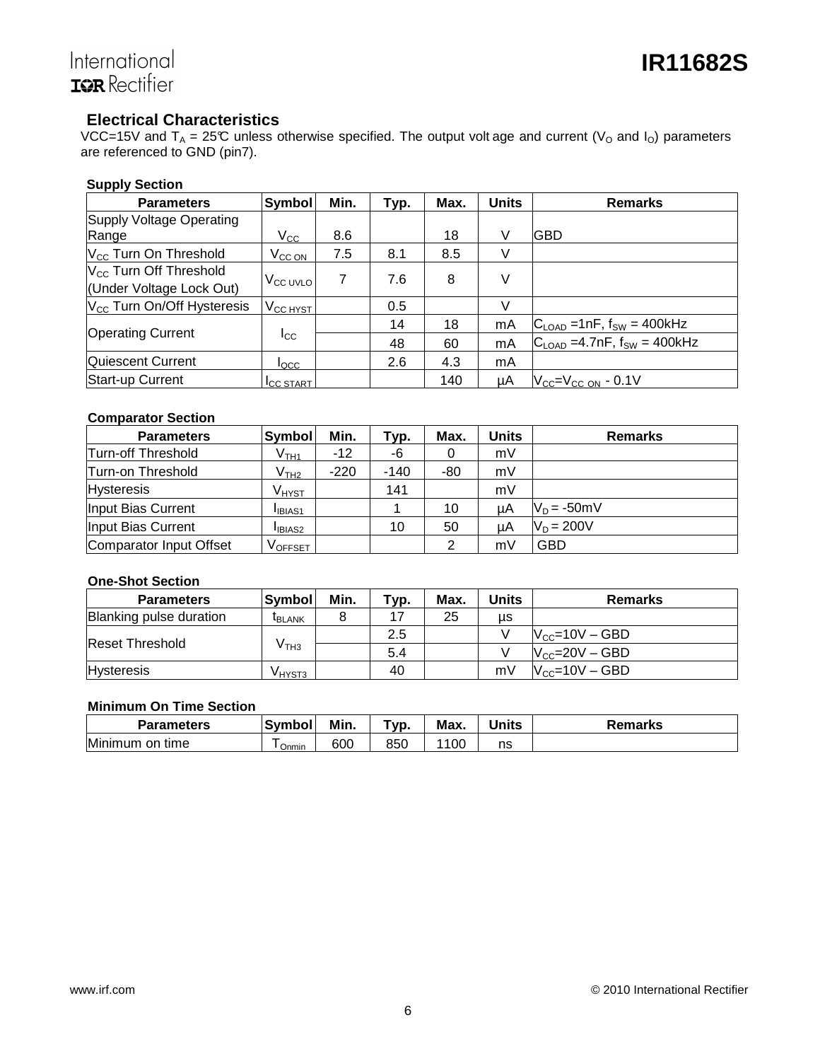## Electrical Characteristics

VCC=15V and $T_A$ = 25℃ unless otherwise specified. The output voltage and current ($V_O$ and $I_O$) parameters are referenced to GND (pin7).

### Supply Section

| Parameters | Symbol | Min. | Typ. | Max. | Units | Remarks |
|---|---|---|---|---|---|---|
| Supply Voltage Operating Range | $V_{CC}$ | 8.6 | | 18 | V | GBD |
| $V_{CC}$ Turn On Threshold | $V_{CC\ ON}$ | 7.5 | 8.1 | 8.5 | V | |
| $V_{CC}$ Turn Off Threshold (Under Voltage Lock Out) | $V_{CC\ UVLO}$ | 7 | 7.6 | 8 | V | |
| $V_{CC}$ Turn On/Off Hysteresis | $V_{CC\ HYST}$ | | 0.5 | | V | |
| Operating Current | $I_{CC}$ | | 14 | 18 | mA | $C_{LOAD}$ =1nF, $f_{SW}$ = 400kHz |
| | | | 48 | 60 | mA | $C_{LOAD}$ =4.7nF, $f_{SW}$ = 400kHz |
| Quiescent Current | $I_{QCC}$ | | 2.6 | 4.3 | mA | |
| Start-up Current | $I_{CC\ START}$ | | | 140 | μA | $V_{CC}$=$V_{CC\ ON}$ - 0.1V |

### Comparator Section

| Parameters | Symbol | Min. | Typ. | Max. | Units | Remarks |
|---|---|---|---|---|---|---|
| Turn-off Threshold | $V_{TH1}$ | -12 | -6 | 0 | mV | |
| Turn-on Threshold | $V_{TH2}$ | -220 | -140 | -80 | mV | |
| Hysteresis | $V_{HYST}$ | | 141 | | mV | |
| Input Bias Current | $I_{IBIAS1}$ | | 1 | 10 | μA | $V_D$ = -50mV |
| Input Bias Current | $I_{IBIAS2}$ | | 10 | 50 | μA | $V_D$ = 200V |
| Comparator Input Offset | $V_{OFFSET}$ | | | 2 | mV | GBD |

### One-Shot Section

| Parameters | Symbol | Min. | Typ. | Max. | Units | Remarks |
|---|---|---|---|---|---|---|
| Blanking pulse duration | $t_{BLANK}$ | 8 | 17 | 25 | μs | |
| Reset Threshold | $V_{TH3}$ | | 2.5 | | V | $V_{CC}$=10V – GBD |
| | | | 5.4 | | V | $V_{CC}$=20V – GBD |
| Hysteresis | $V_{HYST3}$ | | 40 | | mV | $V_{CC}$=10V – GBD |

### Minimum On Time Section

| Parameters | Symbol | Min. | Typ. | Max. | Units | Remarks |
|---|---|---|---|---|---|---|
| Minimum on time | $T_{Onmin}$ | 600 | 850 | 1100 | ns | |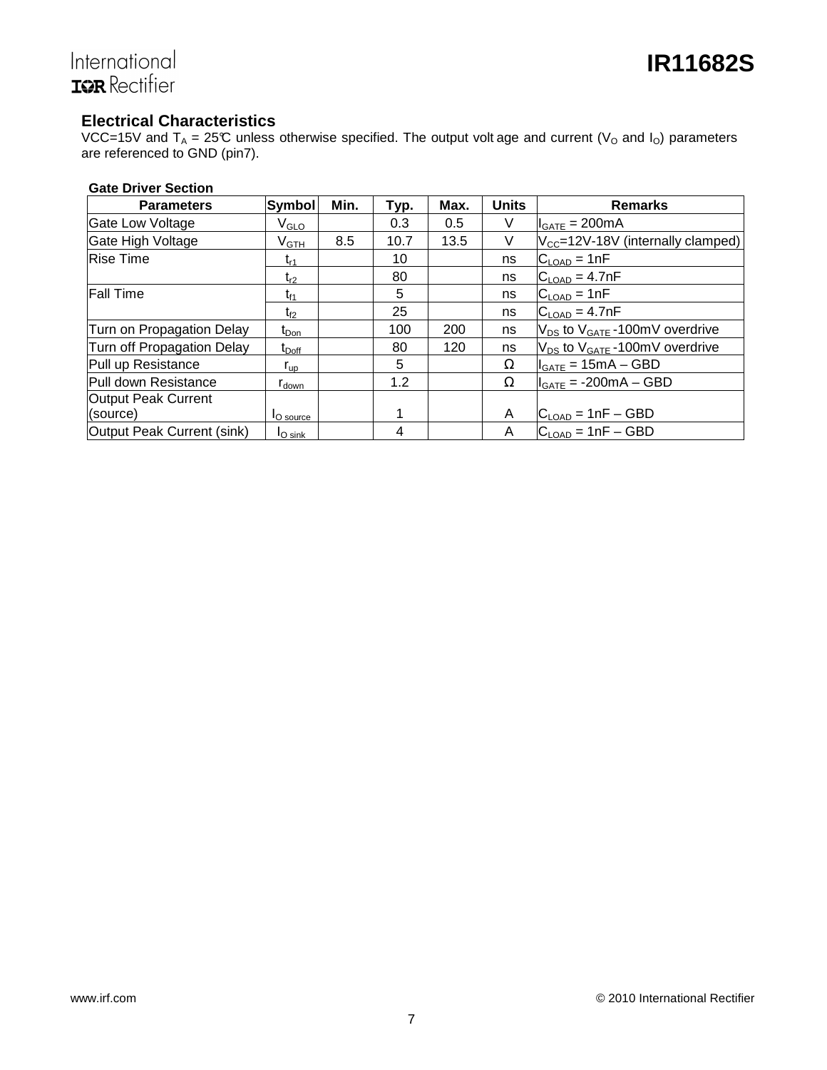## Electrical Characteristics

VCC=15V and $T_A$ = 25℃ unless otherwise specified. The output voltage and current ($V_O$ and $I_O$) parameters are referenced to GND (pin7).

**Gate Driver Section**

| Parameters | Symbol | Min. | Typ. | Max. | Units | Remarks |
|---|---|---|---|---|---|---|
| Gate Low Voltage | $V_{GLO}$ | | 0.3 | 0.5 | V | $I_{GATE}$ = 200mA |
| Gate High Voltage | $V_{GTH}$ | 8.5 | 10.7 | 13.5 | V | $V_{CC}$=12V-18V (internally clamped) |
| Rise Time | $t_{r1}$ | | 10 | | ns | $C_{LOAD}$ = 1nF |
| | $t_{r2}$ | | 80 | | ns | $C_{LOAD}$ = 4.7nF |
| Fall Time | $t_{f1}$ | | 5 | | ns | $C_{LOAD}$ = 1nF |
| | $t_{f2}$ | | 25 | | ns | $C_{LOAD}$ = 4.7nF |
| Turn on Propagation Delay | $t_{Don}$ | | 100 | 200 | ns | $V_{DS}$ to $V_{GATE}$ -100mV overdrive |
| Turn off Propagation Delay | $t_{Doff}$ | | 80 | 120 | ns | $V_{DS}$ to $V_{GATE}$ -100mV overdrive |
| Pull up Resistance | $r_{up}$ | | 5 | | Ω | $I_{GATE}$ = 15mA – GBD |
| Pull down Resistance | $r_{down}$ | | 1.2 | | Ω | $I_{GATE}$ = -200mA – GBD |
| Output Peak Current (source) | $I_{O\ source}$ | | 1 | | A | $C_{LOAD}$ = 1nF – GBD |
| Output Peak Current (sink) | $I_{O\ sink}$ | | 4 | | A | $C_{LOAD}$ = 1nF – GBD |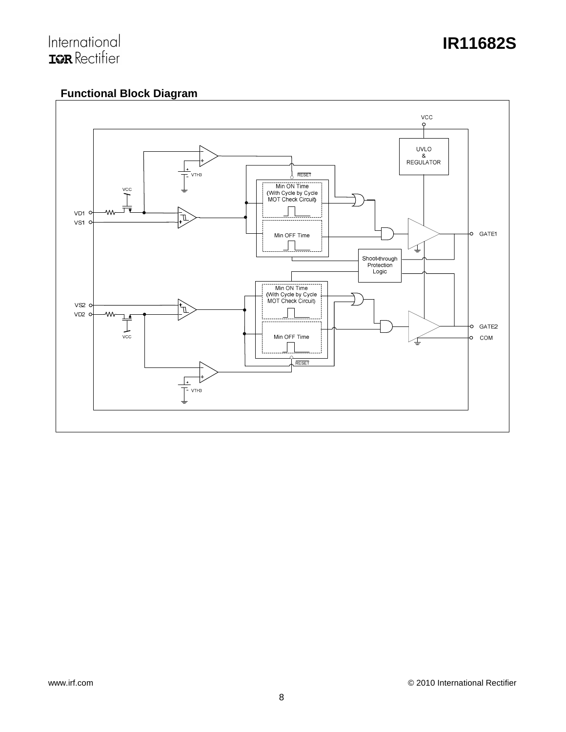## Functional Block Diagram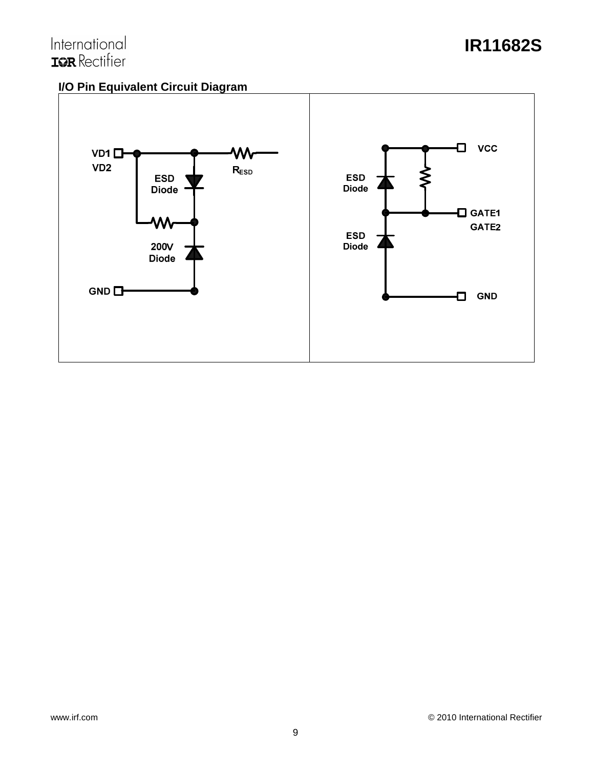### I/O Pin Equivalent Circuit Diagram

| VD1 / VD2 | VCC / GATE1 / GATE2 |
| --- | --- |
| VD1, VD2, ESD Diode, $R_{ESD}$, 200V Diode, GND | VCC, ESD Diode, GATE1, GATE2, ESD Diode, GND |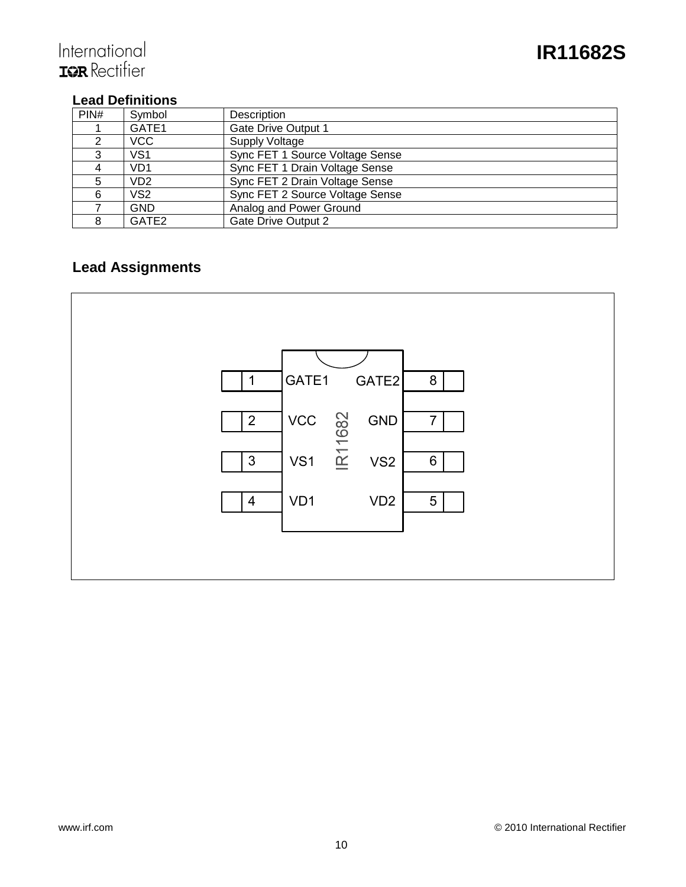## Lead Definitions

| PIN# | Symbol | Description |
| --- | --- | --- |
| 1 | GATE1 | Gate Drive Output 1 |
| 2 | VCC | Supply Voltage |
| 3 | VS1 | Sync FET 1 Source Voltage Sense |
| 4 | VD1 | Sync FET 1 Drain Voltage Sense |
| 5 | VD2 | Sync FET 2 Drain Voltage Sense |
| 6 | VS2 | Sync FET 2 Source Voltage Sense |
| 7 | GND | Analog and Power Ground |
| 8 | GATE2 | Gate Drive Output 2 |

## Lead Assignments

| Pin | Left | Right | Pin |
| --- | --- | --- | --- |
| 1 | GATE1 | GATE2 | 8 |
| 2 | VCC | GND | 7 |
| 3 | VS1 | VS2 | 6 |
| 4 | VD1 | VD2 | 5 |

IR11682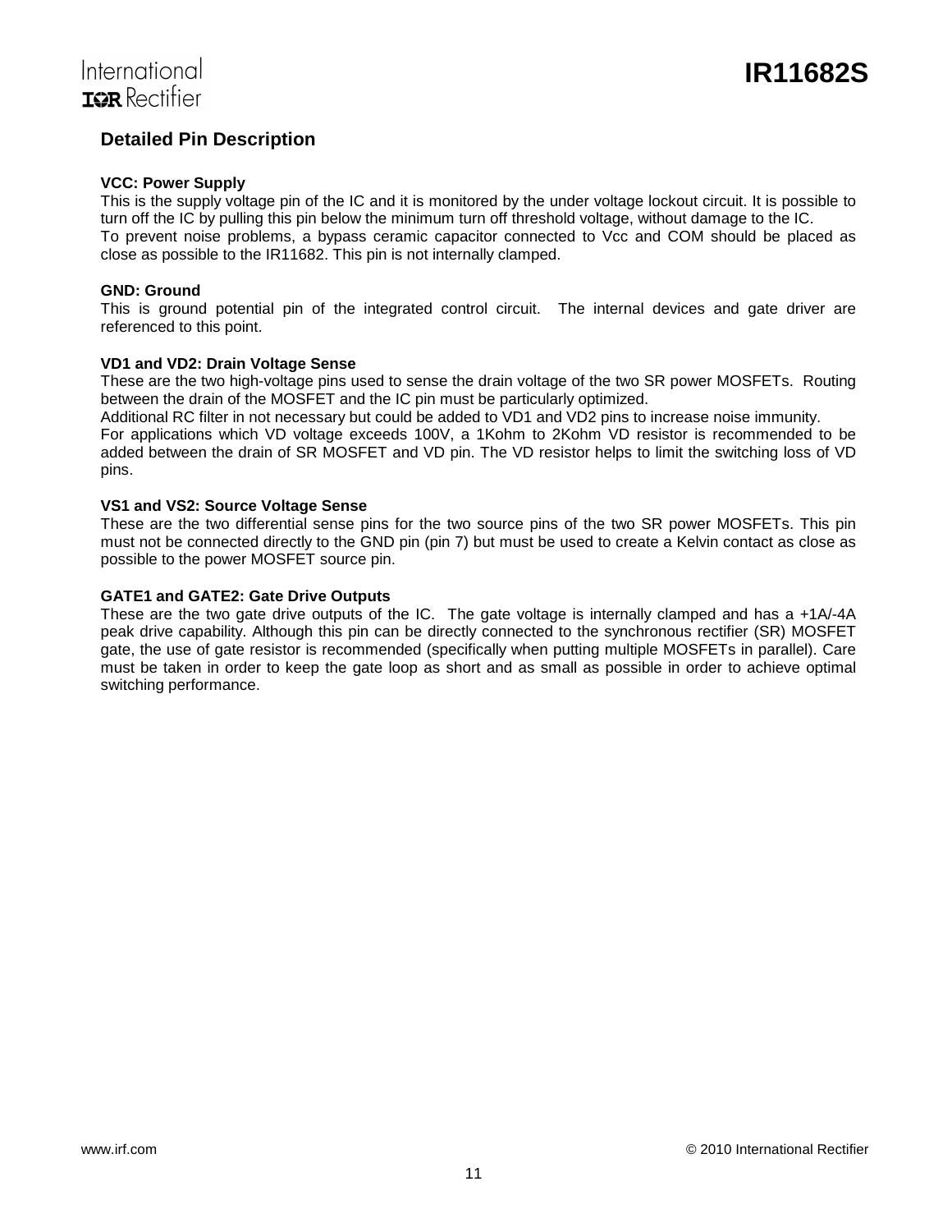## Detailed Pin Description

### VCC: Power Supply

This is the supply voltage pin of the IC and it is monitored by the under voltage lockout circuit. It is possible to turn off the IC by pulling this pin below the minimum turn off threshold voltage, without damage to the IC.
To prevent noise problems, a bypass ceramic capacitor connected to Vcc and COM should be placed as close as possible to the IR11682. This pin is not internally clamped.

### GND: Ground

This is ground potential pin of the integrated control circuit. The internal devices and gate driver are referenced to this point.

### VD1 and VD2: Drain Voltage Sense

These are the two high-voltage pins used to sense the drain voltage of the two SR power MOSFETs. Routing between the drain of the MOSFET and the IC pin must be particularly optimized.
Additional RC filter in not necessary but could be added to VD1 and VD2 pins to increase noise immunity.
For applications which VD voltage exceeds 100V, a 1Kohm to 2Kohm VD resistor is recommended to be added between the drain of SR MOSFET and VD pin. The VD resistor helps to limit the switching loss of VD pins.

### VS1 and VS2: Source Voltage Sense

These are the two differential sense pins for the two source pins of the two SR power MOSFETs. This pin must not be connected directly to the GND pin (pin 7) but must be used to create a Kelvin contact as close as possible to the power MOSFET source pin.

### GATE1 and GATE2: Gate Drive Outputs

These are the two gate drive outputs of the IC. The gate voltage is internally clamped and has a +1A/-4A peak drive capability. Although this pin can be directly connected to the synchronous rectifier (SR) MOSFET gate, the use of gate resistor is recommended (specifically when putting multiple MOSFETs in parallel). Care must be taken in order to keep the gate loop as short and as small as possible in order to achieve optimal switching performance.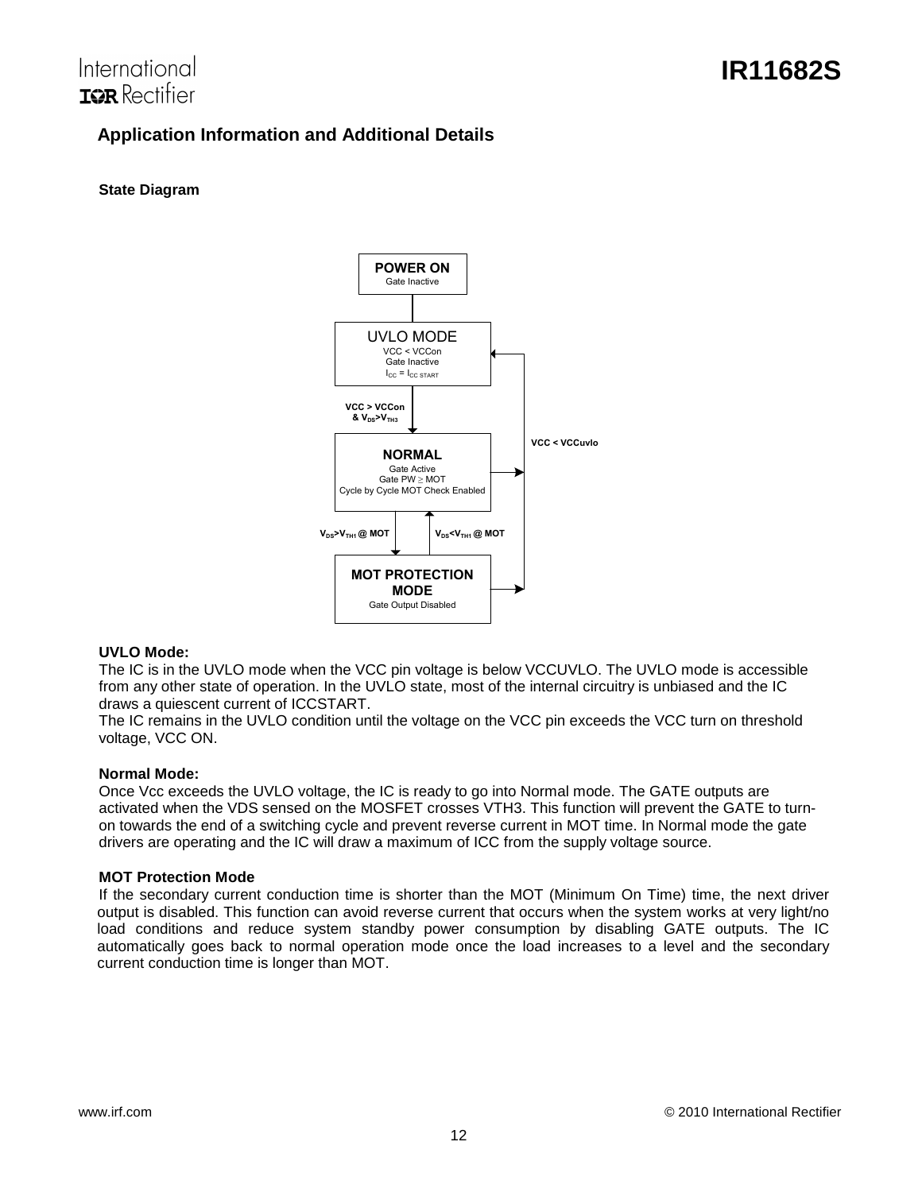## Application Information and Additional Details

### State Diagram

**UVLO Mode:**

The IC is in the UVLO mode when the VCC pin voltage is below VCCUVLO. The UVLO mode is accessible from any other state of operation. In the UVLO state, most of the internal circuitry is unbiased and the IC draws a quiescent current of ICCSTART.

The IC remains in the UVLO condition until the voltage on the VCC pin exceeds the VCC turn on threshold voltage, VCC ON.

**Normal Mode:**

Once Vcc exceeds the UVLO voltage, the IC is ready to go into Normal mode. The GATE outputs are activated when the VDS sensed on the MOSFET crosses VTH3. This function will prevent the GATE to turn-on towards the end of a switching cycle and prevent reverse current in MOT time. In Normal mode the gate drivers are operating and the IC will draw a maximum of ICC from the supply voltage source.

**MOT Protection Mode**

If the secondary current conduction time is shorter than the MOT (Minimum On Time) time, the next driver output is disabled. This function can avoid reverse current that occurs when the system works at very light/no load conditions and reduce system standby power consumption by disabling GATE outputs. The IC automatically goes back to normal operation mode once the load increases to a level and the secondary current conduction time is longer than MOT.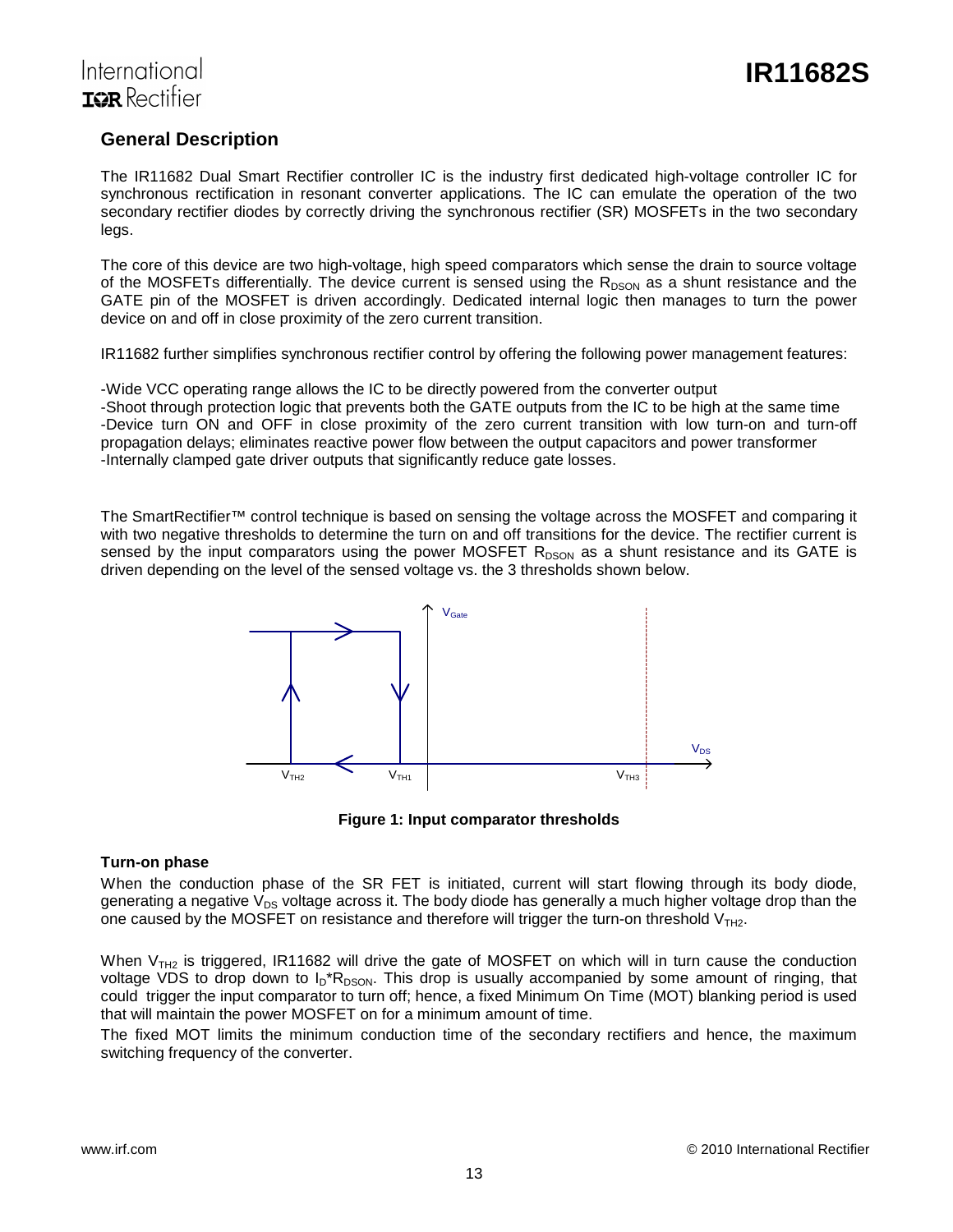## General Description

The IR11682 Dual Smart Rectifier controller IC is the industry first dedicated high-voltage controller IC for synchronous rectification in resonant converter applications. The IC can emulate the operation of the two secondary rectifier diodes by correctly driving the synchronous rectifier (SR) MOSFETs in the two secondary legs.

The core of this device are two high-voltage, high speed comparators which sense the drain to source voltage of the MOSFETs differentially. The device current is sensed using the $R_{DSON}$ as a shunt resistance and the GATE pin of the MOSFET is driven accordingly. Dedicated internal logic then manages to turn the power device on and off in close proximity of the zero current transition.

IR11682 further simplifies synchronous rectifier control by offering the following power management features:

-Wide VCC operating range allows the IC to be directly powered from the converter output
-Shoot through protection logic that prevents both the GATE outputs from the IC to be high at the same time
-Device turn ON and OFF in close proximity of the zero current transition with low turn-on and turn-off propagation delays; eliminates reactive power flow between the output capacitors and power transformer
-Internally clamped gate driver outputs that significantly reduce gate losses.

The SmartRectifier™ control technique is based on sensing the voltage across the MOSFET and comparing it with two negative thresholds to determine the turn on and off transitions for the device. The rectifier current is sensed by the input comparators using the power MOSFET $R_{DSON}$ as a shunt resistance and its GATE is driven depending on the level of the sensed voltage vs. the 3 thresholds shown below.

**Figure 1: Input comparator thresholds**

### Turn-on phase

When the conduction phase of the SR FET is initiated, current will start flowing through its body diode, generating a negative $V_{DS}$ voltage across it. The body diode has generally a much higher voltage drop than the one caused by the MOSFET on resistance and therefore will trigger the turn-on threshold $V_{TH2}$.

When $V_{TH2}$ is triggered, IR11682 will drive the gate of MOSFET on which will in turn cause the conduction voltage VDS to drop down to $I_D$*$R_{DSON}$. This drop is usually accompanied by some amount of ringing, that could trigger the input comparator to turn off; hence, a fixed Minimum On Time (MOT) blanking period is used that will maintain the power MOSFET on for a minimum amount of time.

The fixed MOT limits the minimum conduction time of the secondary rectifiers and hence, the maximum switching frequency of the converter.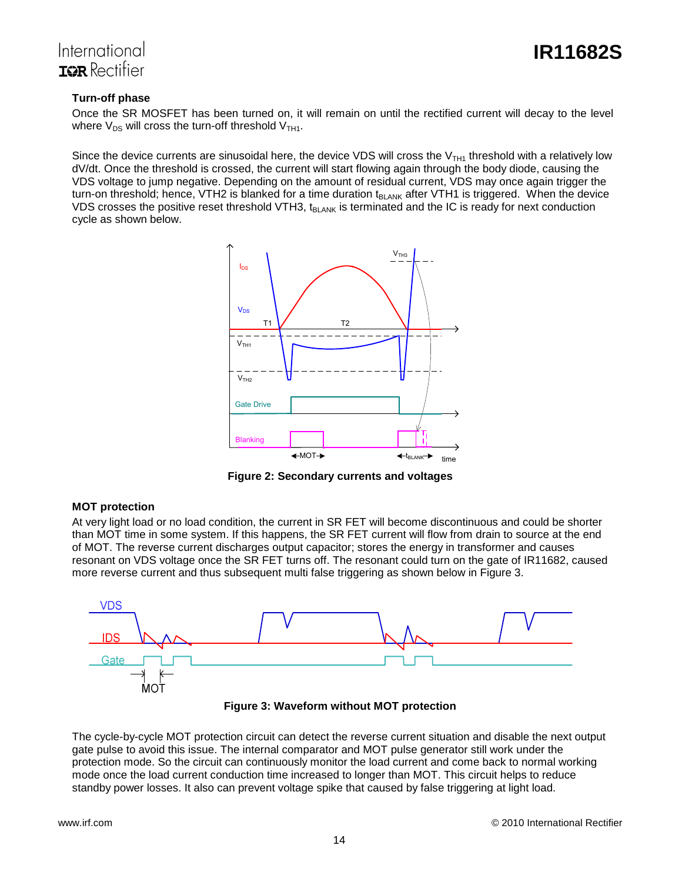### Turn-off phase

Once the SR MOSFET has been turned on, it will remain on until the rectified current will decay to the level where $V_{DS}$ will cross the turn-off threshold $V_{TH1}$.

Since the device currents are sinusoidal here, the device VDS will cross the $V_{TH1}$ threshold with a relatively low dV/dt. Once the threshold is crossed, the current will start flowing again through the body diode, causing the VDS voltage to jump negative. Depending on the amount of residual current, VDS may once again trigger the turn-on threshold; hence, VTH2 is blanked for a time duration $t_{BLANK}$ after VTH1 is triggered. When the device VDS crosses the positive reset threshold VTH3, $t_{BLANK}$ is terminated and the IC is ready for next conduction cycle as shown below.

**Figure 2: Secondary currents and voltages**

### MOT protection

At very light load or no load condition, the current in SR FET will become discontinuous and could be shorter than MOT time in some system. If this happens, the SR FET current will flow from drain to source at the end of MOT. The reverse current discharges output capacitor; stores the energy in transformer and causes resonant on VDS voltage once the SR FET turns off. The resonant could turn on the gate of IR11682, caused more reverse current and thus subsequent multi false triggering as shown below in Figure 3.

**Figure 3: Waveform without MOT protection**

The cycle-by-cycle MOT protection circuit can detect the reverse current situation and disable the next output gate pulse to avoid this issue. The internal comparator and MOT pulse generator still work under the protection mode. So the circuit can continuously monitor the load current and come back to normal working mode once the load current conduction time increased to longer than MOT. This circuit helps to reduce standby power losses. It also can prevent voltage spike that caused by false triggering at light load.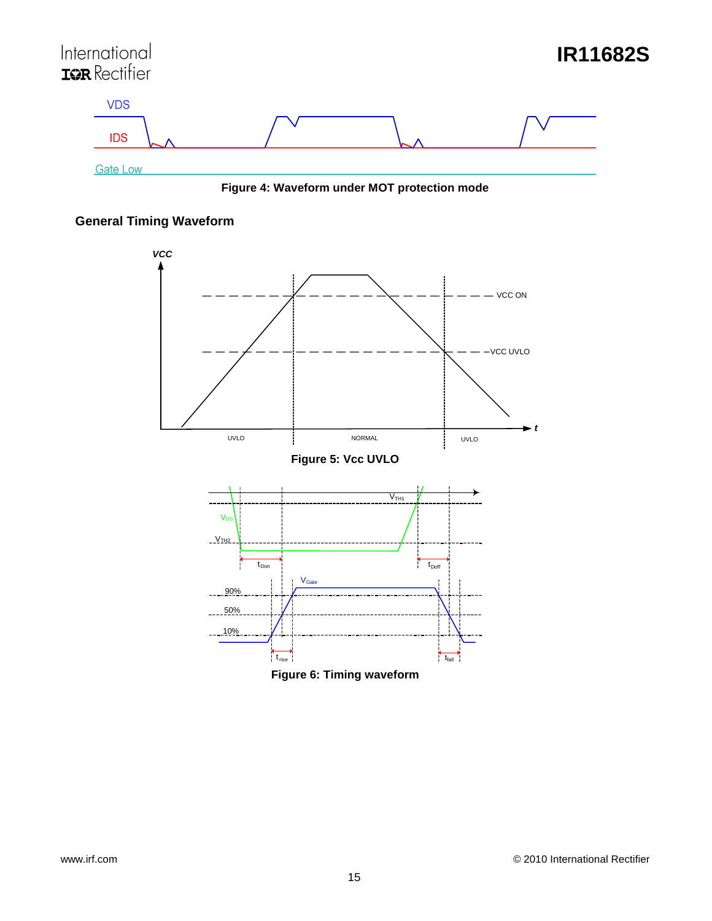Figure 4: Waveform under MOT protection mode

## General Timing Waveform

Figure 5: Vcc UVLO

Figure 6: Timing waveform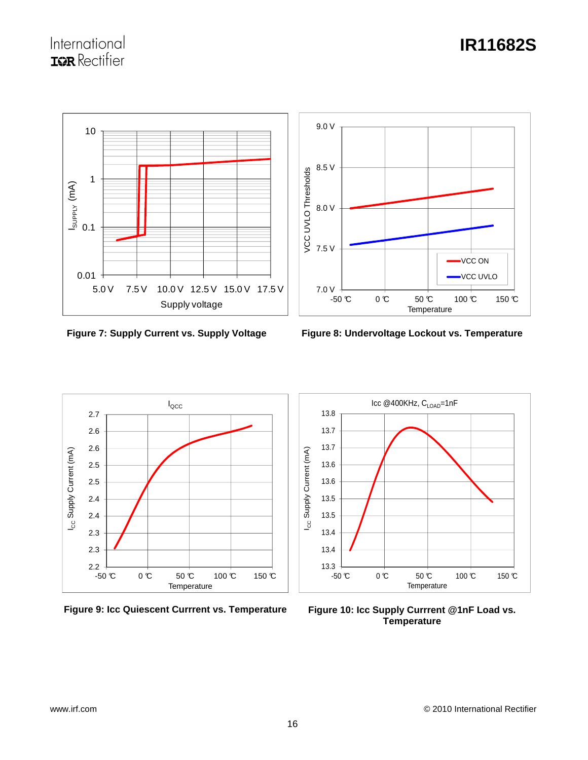Figure 7: Supply Current vs. Supply Voltage

Figure 8: Undervoltage Lockout vs. Temperature

Figure 9: Icc Quiescent Currrent vs. Temperature

Figure 10: Icc Supply Currrent @1nF Load vs. Temperature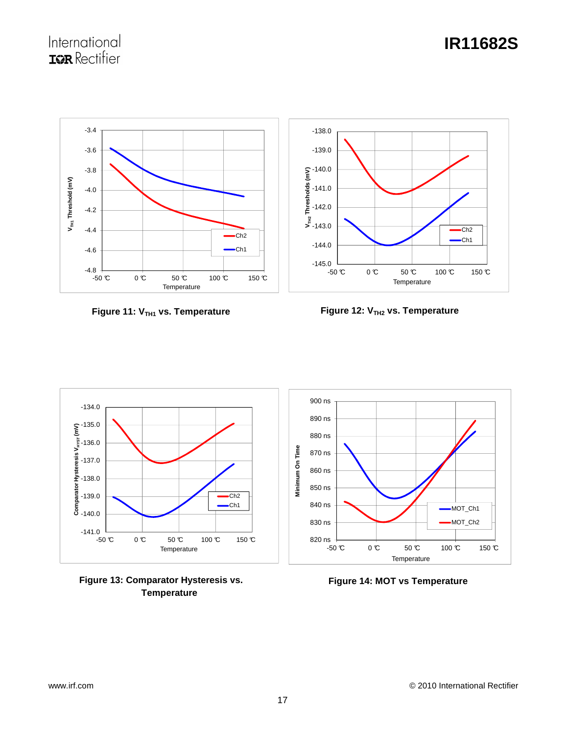Figure 11: $V_{TH1}$ vs. Temperature

Figure 12: $V_{TH2}$ vs. Temperature

Figure 13: Comparator Hysteresis vs. Temperature

Figure 14: MOT vs Temperature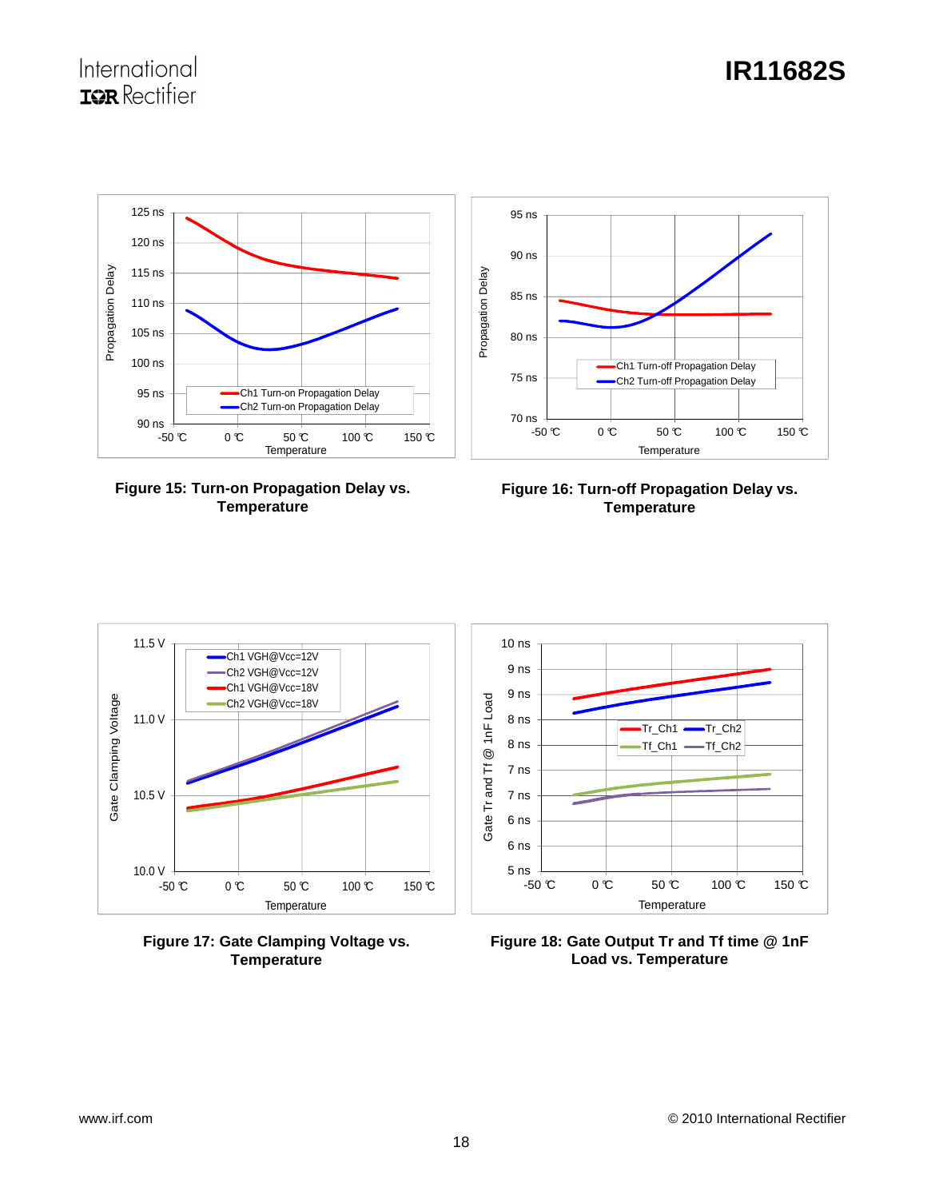Figure 15: Turn-on Propagation Delay vs. Temperature

Figure 16: Turn-off Propagation Delay vs. Temperature

Figure 17: Gate Clamping Voltage vs. Temperature

Figure 18: Gate Output Tr and Tf time @ 1nF Load vs. Temperature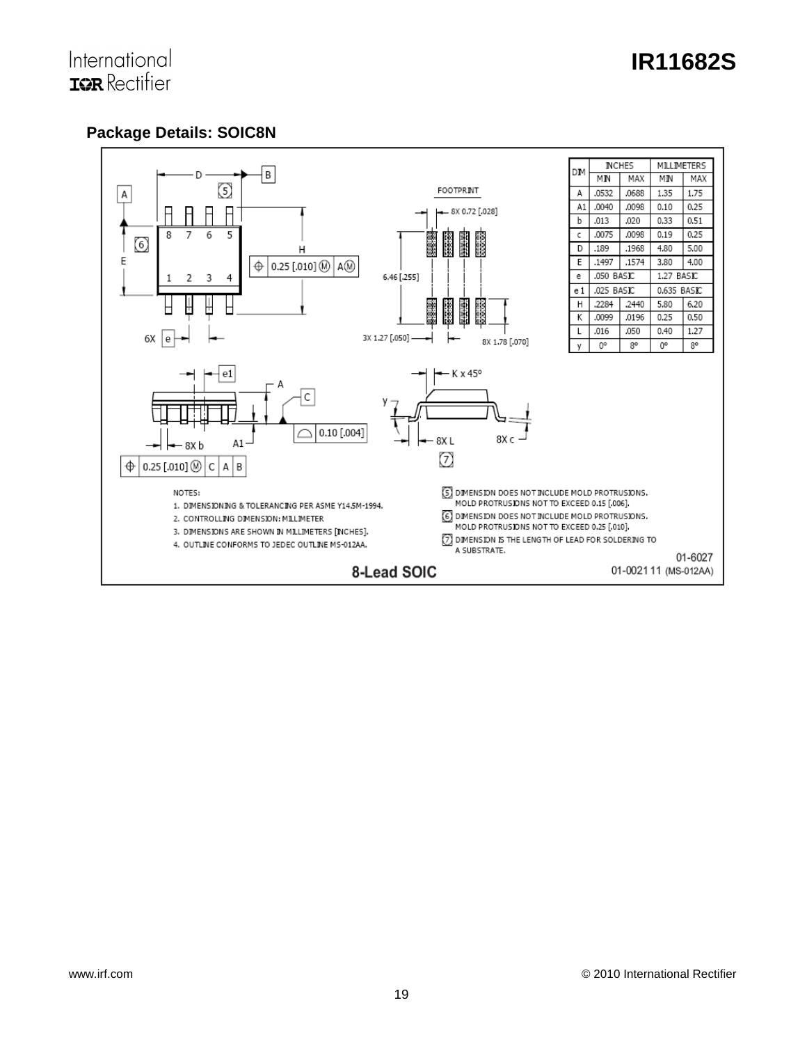## Package Details: SOIC8N

| DIM | INCHES | | MILLIMETERS | |
|---|---|---|---|---|
| | MIN | MAX | MIN | MAX |
| A | .0532 | .0688 | 1.35 | 1.75 |
| A1 | .0040 | .0098 | 0.10 | 0.25 |
| b | .013 | .020 | 0.33 | 0.51 |
| c | .0075 | .0098 | 0.19 | 0.25 |
| D | .189 | .1968 | 4.80 | 5.00 |
| E | .1497 | .1574 | 3.80 | 4.00 |
| e | .050 BASIC | | 1.27 BASIC | |
| e 1 | .025 BASIC | | 0.635 BASIC | |
| H | .2284 | .2440 | 5.80 | 6.20 |
| K | .0099 | .0196 | 0.25 | 0.50 |
| L | .016 | .050 | 0.40 | 1.27 |
| y | 0° | 8° | 0° | 8° |

FOOTPRINT: 8X 0.72 [.028], 6.46 [.255], 3X 1.27 [.050], 8X 1.78 [.070]

NOTES:

1. DIMENSIONING & TOLERANCING PER ASME Y14.5M-1994.
2. CONTROLLING DIMENSION: MILLIMETER
3. DIMENSIONS ARE SHOWN IN MILLIMETERS [INCHES].
4. OUTLINE CONFORMS TO JEDEC OUTLINE MS-012AA.
5. DIMENSION DOES NOT INCLUDE MOLD PROTRUSIONS. MOLD PROTRUSIONS NOT TO EXCEED 0.15 [.006].
6. DIMENSION DOES NOT INCLUDE MOLD PROTRUSIONS. MOLD PROTRUSIONS NOT TO EXCEED 0.25 [.010].
7. DIMENSION IS THE LENGTH OF LEAD FOR SOLDERING TO A SUBSTRATE.

01-6027
01-0021 11 (MS-012AA)

**8-Lead SOIC**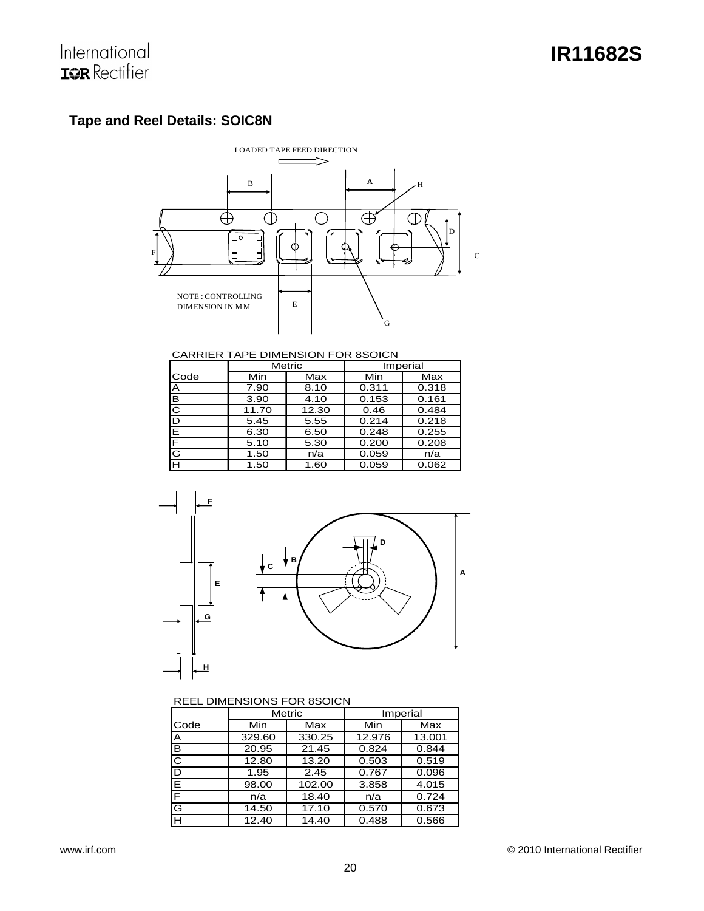## Tape and Reel Details: SOIC8N

LOADED TAPE FEED DIRECTION

NOTE : CONTROLLING DIMENSION IN MM

CARRIER TAPE DIMENSION FOR 8SOICN

| Code | Metric | | Imperial | |
|---|---|---|---|---|
| | Min | Max | Min | Max |
| A | 7.90 | 8.10 | 0.311 | 0.318 |
| B | 3.90 | 4.10 | 0.153 | 0.161 |
| C | 11.70 | 12.30 | 0.46 | 0.484 |
| D | 5.45 | 5.55 | 0.214 | 0.218 |
| E | 6.30 | 6.50 | 0.248 | 0.255 |
| F | 5.10 | 5.30 | 0.200 | 0.208 |
| G | 1.50 | n/a | 0.059 | n/a |
| H | 1.50 | 1.60 | 0.059 | 0.062 |

REEL DIMENSIONS FOR 8SOICN

| Code | Metric | | Imperial | |
|---|---|---|---|---|
| | Min | Max | Min | Max |
| A | 329.60 | 330.25 | 12.976 | 13.001 |
| B | 20.95 | 21.45 | 0.824 | 0.844 |
| C | 12.80 | 13.20 | 0.503 | 0.519 |
| D | 1.95 | 2.45 | 0.767 | 0.096 |
| E | 98.00 | 102.00 | 3.858 | 4.015 |
| F | n/a | 18.40 | n/a | 0.724 |
| G | 14.50 | 17.10 | 0.570 | 0.673 |
| H | 12.40 | 14.40 | 0.488 | 0.566 |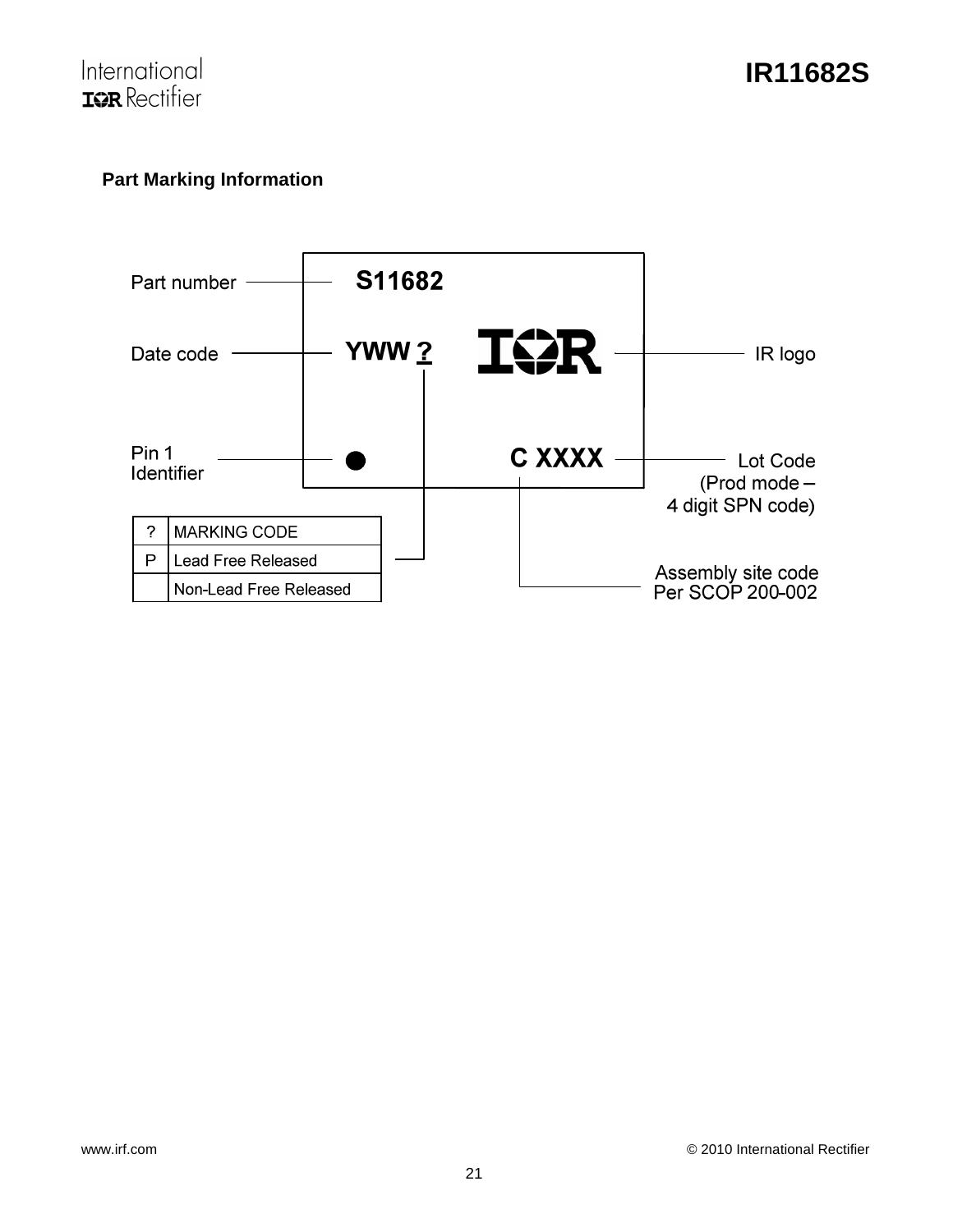## Part Marking Information

Part number — S11682

Date code — YWW ?

IR logo

Pin 1 Identifier

C XXXX — Lot Code (Prod mode – 4 digit SPN code)

Assembly site code Per SCOP 200-002

| ? | MARKING CODE |
|---|---|
| P | Lead Free Released |
| | Non-Lead Free Released |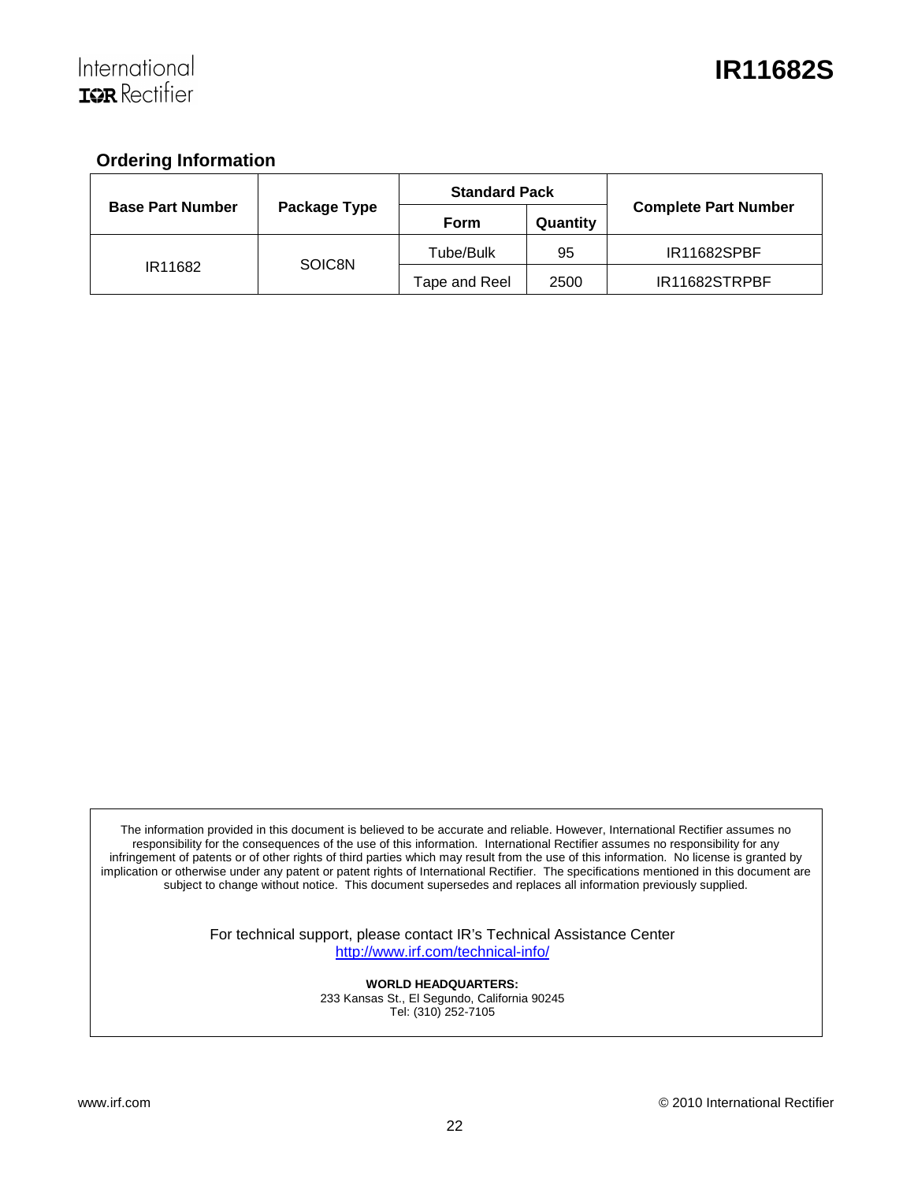## Ordering Information

| Base Part Number | Package Type | Standard Pack | | Complete Part Number |
|---|---|---|---|---|
| | | Form | Quantity | |
| IR11682 | SOIC8N | Tube/Bulk | 95 | IR11682SPBF |
| | | Tape and Reel | 2500 | IR11682STRPBF |

The information provided in this document is believed to be accurate and reliable. However, International Rectifier assumes no responsibility for the consequences of the use of this information. International Rectifier assumes no responsibility for any infringement of patents or of other rights of third parties which may result from the use of this information. No license is granted by implication or otherwise under any patent or patent rights of International Rectifier. The specifications mentioned in this document are subject to change without notice. This document supersedes and replaces all information previously supplied.

For technical support, please contact IR's Technical Assistance Center
http://www.irf.com/technical-info/

**WORLD HEADQUARTERS:**
233 Kansas St., El Segundo, California 90245
Tel: (310) 252-7105